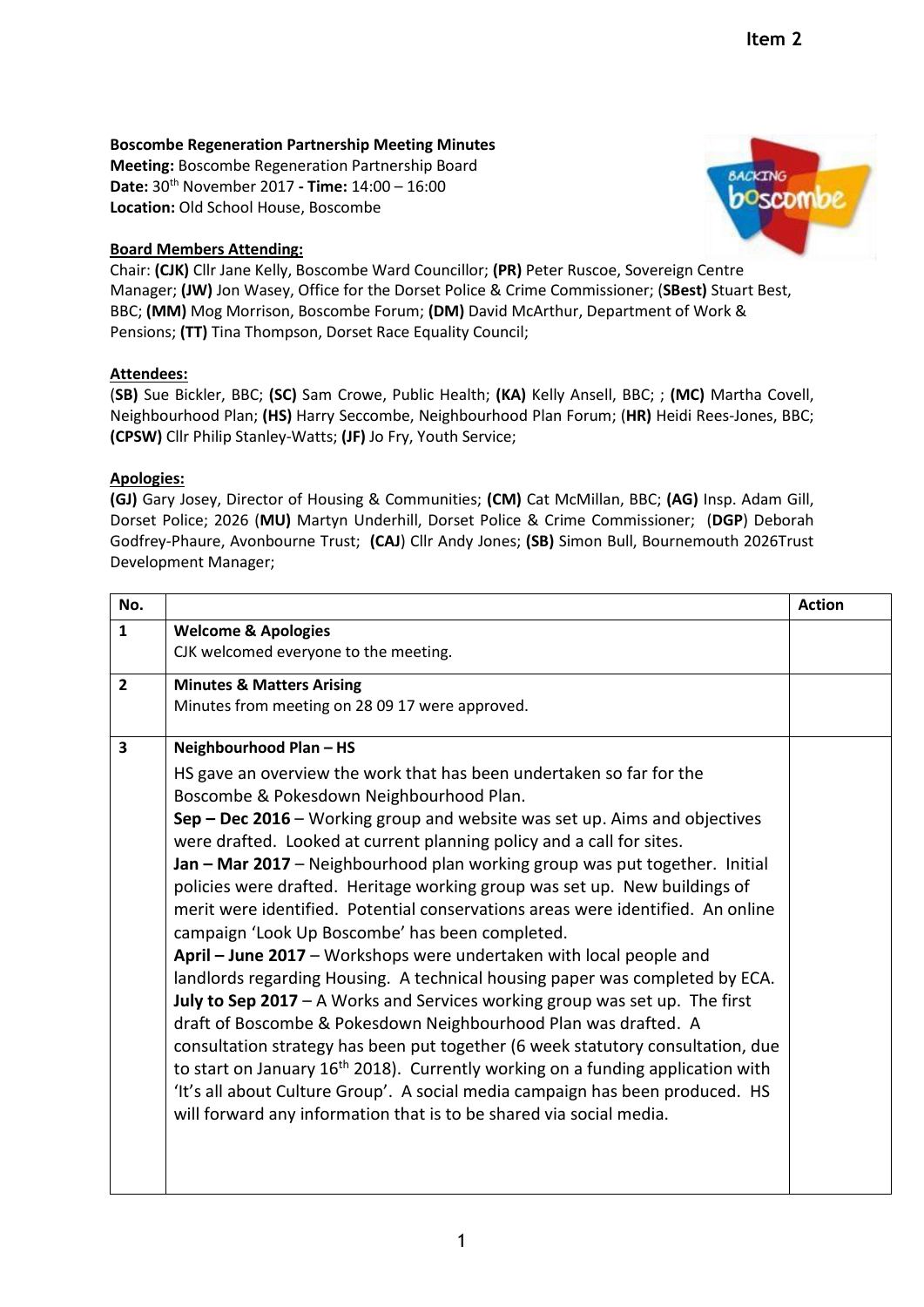Item 2

**Boscombe Regeneration Partnership Meeting Minutes**
**Meeting:** Boscombe Regeneration Partnership Board
**Date:** 30th November 2017 **- Time:** 14:00 – 16:00
**Location:** Old School House, Boscombe

**Board Members Attending:**
Chair: **(CJK)** Cllr Jane Kelly, Boscombe Ward Councillor; **(PR)** Peter Ruscoe, Sovereign Centre Manager; **(JW)** Jon Wasey, Office for the Dorset Police & Crime Commissioner; (**SBest)** Stuart Best, BBC; **(MM)** Mog Morrison, Boscombe Forum; **(DM)** David McArthur, Department of Work & Pensions; **(TT)** Tina Thompson, Dorset Race Equality Council;

**Attendees:**
(**SB)** Sue Bickler, BBC; **(SC)** Sam Crowe, Public Health; **(KA)** Kelly Ansell, BBC; ; **(MC)** Martha Covell, Neighbourhood Plan; **(HS)** Harry Seccombe, Neighbourhood Plan Forum; (**HR)** Heidi Rees-Jones, BBC; **(CPSW)** Cllr Philip Stanley-Watts; **(JF)** Jo Fry, Youth Service;

**Apologies:**
**(GJ)** Gary Josey, Director of Housing & Communities; **(CM)** Cat McMillan, BBC; **(AG)** Insp. Adam Gill, Dorset Police; 2026 (**MU)** Martyn Underhill, Dorset Police & Crime Commissioner; (**DGP**) Deborah Godfrey-Phaure, Avonbourne Trust; **(CAJ**) Cllr Andy Jones; **(SB)** Simon Bull, Bournemouth 2026Trust Development Manager;

| No. | | Action |
|---|---|---|
| **1** | **Welcome & Apologies**<br>CJK welcomed everyone to the meeting. | |
| **2** | **Minutes & Matters Arising**<br>Minutes from meeting on 28 09 17 were approved. | |
| **3** | **Neighbourhood Plan – HS**<br>HS gave an overview the work that has been undertaken so far for the Boscombe & Pokesdown Neighbourhood Plan.<br>**Sep – Dec 2016** – Working group and website was set up. Aims and objectives were drafted. Looked at current planning policy and a call for sites.<br>**Jan – Mar 2017** – Neighbourhood plan working group was put together. Initial policies were drafted. Heritage working group was set up. New buildings of merit were identified. Potential conservations areas were identified. An online campaign 'Look Up Boscombe' has been completed.<br>**April – June 2017** – Workshops were undertaken with local people and landlords regarding Housing. A technical housing paper was completed by ECA.<br>**July to Sep 2017** – A Works and Services working group was set up. The first draft of Boscombe & Pokesdown Neighbourhood Plan was drafted. A consultation strategy has been put together (6 week statutory consultation, due to start on January 16th 2018). Currently working on a funding application with 'It's all about Culture Group'. A social media campaign has been produced. HS will forward any information that is to be shared via social media. | |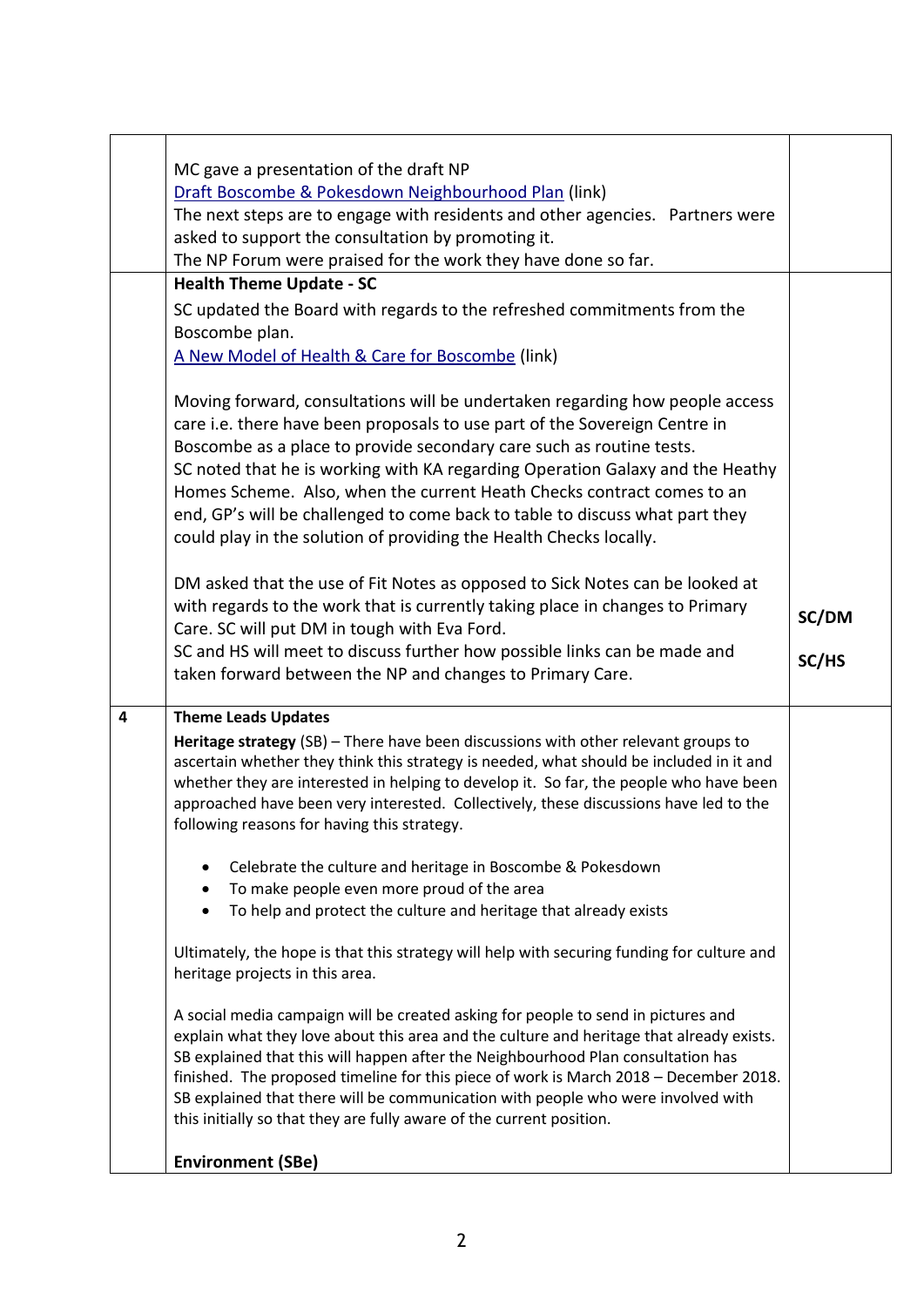| | | |
|---|---|---|
| | MC gave a presentation of the draft NP<br>[Draft Boscombe & Pokesdown Neighbourhood Plan](link) (link)<br>The next steps are to engage with residents and other agencies. Partners were asked to support the consultation by promoting it.<br>The NP Forum were praised for the work they have done so far. | |
| | **Health Theme Update - SC**<br>SC updated the Board with regards to the refreshed commitments from the Boscombe plan.<br>[A New Model of Health & Care for Boscombe](link) (link)<br><br>Moving forward, consultations will be undertaken regarding how people access care i.e. there have been proposals to use part of the Sovereign Centre in Boscombe as a place to provide secondary care such as routine tests.<br>SC noted that he is working with KA regarding Operation Galaxy and the Heathy Homes Scheme. Also, when the current Heath Checks contract comes to an end, GP's will be challenged to come back to table to discuss what part they could play in the solution of providing the Health Checks locally.<br><br>DM asked that the use of Fit Notes as opposed to Sick Notes can be looked at with regards to the work that is currently taking place in changes to Primary Care. SC will put DM in tough with Eva Ford.<br>SC and HS will meet to discuss further how possible links can be made and taken forward between the NP and changes to Primary Care. | **SC/DM**<br><br>**SC/HS** |
| 4 | **Theme Leads Updates**<br>**Heritage strategy** (SB) – There have been discussions with other relevant groups to ascertain whether they think this strategy is needed, what should be included in it and whether they are interested in helping to develop it. So far, the people who have been approached have been very interested. Collectively, these discussions have led to the following reasons for having this strategy.<br><br>• Celebrate the culture and heritage in Boscombe & Pokesdown<br>• To make people even more proud of the area<br>• To help and protect the culture and heritage that already exists<br><br>Ultimately, the hope is that this strategy will help with securing funding for culture and heritage projects in this area.<br><br>A social media campaign will be created asking for people to send in pictures and explain what they love about this area and the culture and heritage that already exists. SB explained that this will happen after the Neighbourhood Plan consultation has finished. The proposed timeline for this piece of work is March 2018 – December 2018. SB explained that there will be communication with people who were involved with this initially so that they are fully aware of the current position.<br><br>**Environment (SBe)** | |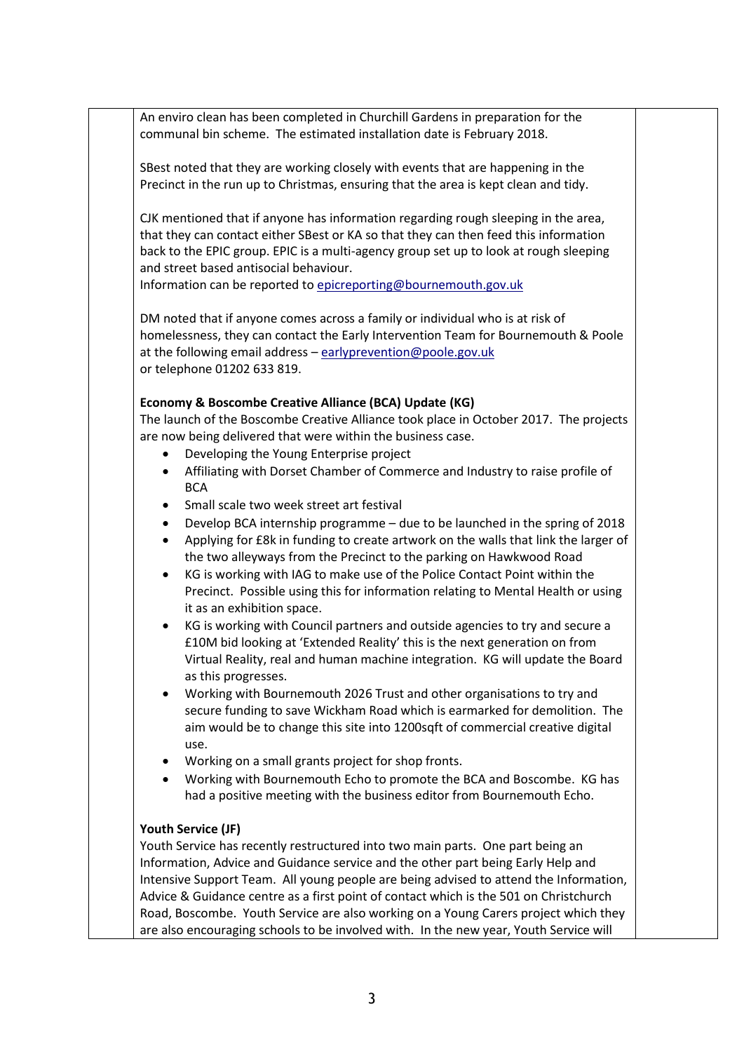An enviro clean has been completed in Churchill Gardens in preparation for the communal bin scheme. The estimated installation date is February 2018.

SBest noted that they are working closely with events that are happening in the Precinct in the run up to Christmas, ensuring that the area is kept clean and tidy.

CJK mentioned that if anyone has information regarding rough sleeping in the area, that they can contact either SBest or KA so that they can then feed this information back to the EPIC group. EPIC is a multi-agency group set up to look at rough sleeping and street based antisocial behaviour.
Information can be reported to epicreporting@bournemouth.gov.uk

DM noted that if anyone comes across a family or individual who is at risk of homelessness, they can contact the Early Intervention Team for Bournemouth & Poole at the following email address – earlyprevention@poole.gov.uk
or telephone 01202 633 819.

**Economy & Boscombe Creative Alliance (BCA) Update (KG)**
The launch of the Boscombe Creative Alliance took place in October 2017. The projects are now being delivered that were within the business case.

- Developing the Young Enterprise project
- Affiliating with Dorset Chamber of Commerce and Industry to raise profile of BCA
- Small scale two week street art festival
- Develop BCA internship programme – due to be launched in the spring of 2018
- Applying for £8k in funding to create artwork on the walls that link the larger of the two alleyways from the Precinct to the parking on Hawkwood Road
- KG is working with IAG to make use of the Police Contact Point within the Precinct. Possible using this for information relating to Mental Health or using it as an exhibition space.
- KG is working with Council partners and outside agencies to try and secure a £10M bid looking at 'Extended Reality' this is the next generation on from Virtual Reality, real and human machine integration. KG will update the Board as this progresses.
- Working with Bournemouth 2026 Trust and other organisations to try and secure funding to save Wickham Road which is earmarked for demolition. The aim would be to change this site into 1200sqft of commercial creative digital use.
- Working on a small grants project for shop fronts.
- Working with Bournemouth Echo to promote the BCA and Boscombe. KG has had a positive meeting with the business editor from Bournemouth Echo.

**Youth Service (JF)**
Youth Service has recently restructured into two main parts. One part being an Information, Advice and Guidance service and the other part being Early Help and Intensive Support Team. All young people are being advised to attend the Information, Advice & Guidance centre as a first point of contact which is the 501 on Christchurch Road, Boscombe. Youth Service are also working on a Young Carers project which they are also encouraging schools to be involved with. In the new year, Youth Service will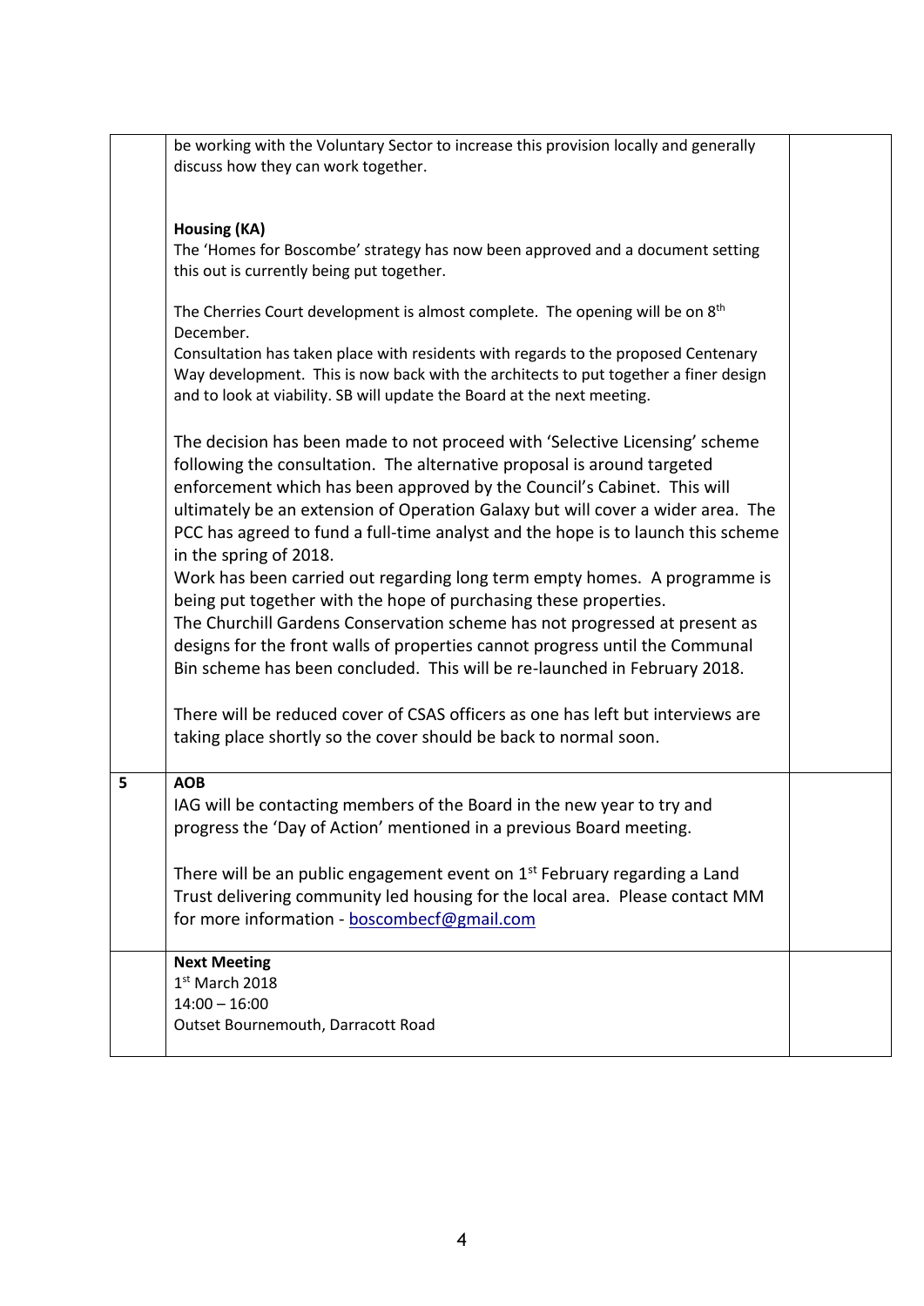| | | |
|---|---|---|
| | be working with the Voluntary Sector to increase this provision locally and generally discuss how they can work together.<br><br>**Housing (KA)**<br>The 'Homes for Boscombe' strategy has now been approved and a document setting this out is currently being put together.<br><br>The Cherries Court development is almost complete. The opening will be on 8th December.<br>Consultation has taken place with residents with regards to the proposed Centenary Way development. This is now back with the architects to put together a finer design and to look at viability. SB will update the Board at the next meeting.<br><br>The decision has been made to not proceed with 'Selective Licensing' scheme following the consultation. The alternative proposal is around targeted enforcement which has been approved by the Council's Cabinet. This will ultimately be an extension of Operation Galaxy but will cover a wider area. The PCC has agreed to fund a full-time analyst and the hope is to launch this scheme in the spring of 2018.<br>Work has been carried out regarding long term empty homes. A programme is being put together with the hope of purchasing these properties.<br>The Churchill Gardens Conservation scheme has not progressed at present as designs for the front walls of properties cannot progress until the Communal Bin scheme has been concluded. This will be re-launched in February 2018.<br><br>There will be reduced cover of CSAS officers as one has left but interviews are taking place shortly so the cover should be back to normal soon. | |
| **5** | **AOB**<br>IAG will be contacting members of the Board in the new year to try and progress the 'Day of Action' mentioned in a previous Board meeting.<br><br>There will be an public engagement event on 1st February regarding a Land Trust delivering community led housing for the local area. Please contact MM for more information - boscombecf@gmail.com | |
| | **Next Meeting**<br>1st March 2018<br>14:00 – 16:00<br>Outset Bournemouth, Darracott Road | |